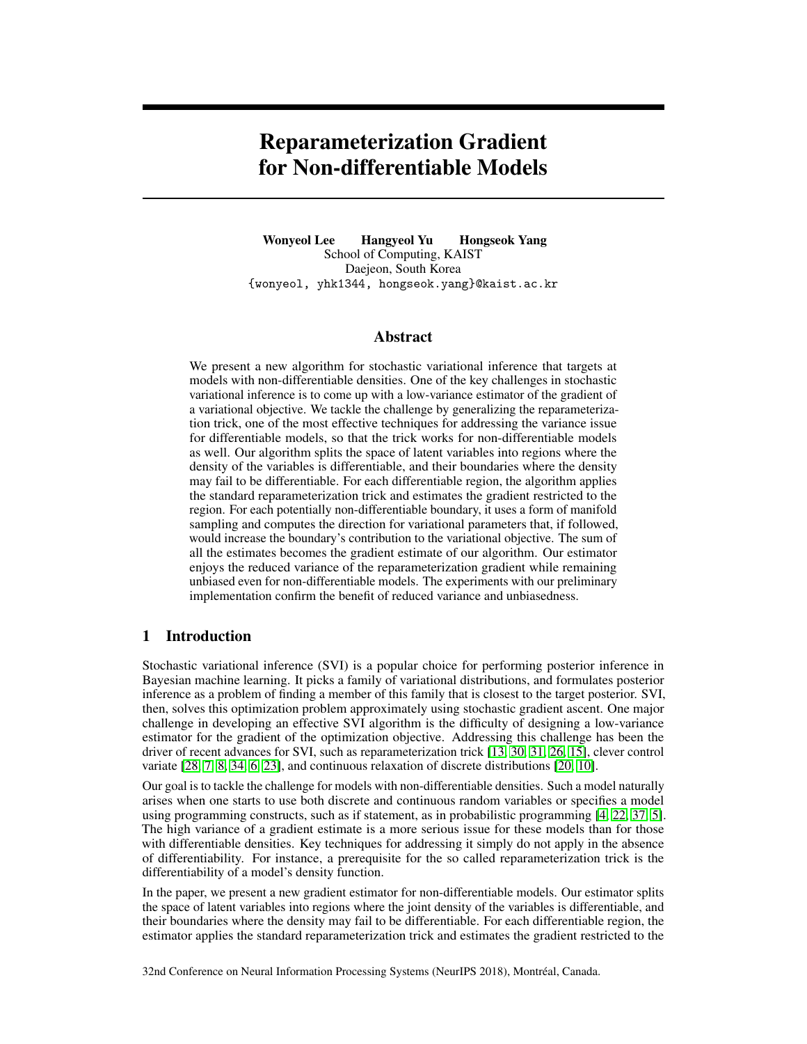# Reparameterization Gradient for Non-differentiable Models

**Wonyeol Lee Hangyeol Yu Hongseok Yang**
School of Computing, KAIST
Daejeon, South Korea
{wonyeol, yhk1344, hongseok.yang}@kaist.ac.kr

## Abstract

We present a new algorithm for stochastic variational inference that targets at models with non-differentiable densities. One of the key challenges in stochastic variational inference is to come up with a low-variance estimator of the gradient of a variational objective. We tackle the challenge by generalizing the reparameterization trick, one of the most effective techniques for addressing the variance issue for differentiable models, so that the trick works for non-differentiable models as well. Our algorithm splits the space of latent variables into regions where the density of the variables is differentiable, and their boundaries where the density may fail to be differentiable. For each differentiable region, the algorithm applies the standard reparameterization trick and estimates the gradient restricted to the region. For each potentially non-differentiable boundary, it uses a form of manifold sampling and computes the direction for variational parameters that, if followed, would increase the boundary's contribution to the variational objective. The sum of all the estimates becomes the gradient estimate of our algorithm. Our estimator enjoys the reduced variance of the reparameterization gradient while remaining unbiased even for non-differentiable models. The experiments with our preliminary implementation confirm the benefit of reduced variance and unbiasedness.

## 1 Introduction

Stochastic variational inference (SVI) is a popular choice for performing posterior inference in Bayesian machine learning. It picks a family of variational distributions, and formulates posterior inference as a problem of finding a member of this family that is closest to the target posterior. SVI, then, solves this optimization problem approximately using stochastic gradient ascent. One major challenge in developing an effective SVI algorithm is the difficulty of designing a low-variance estimator for the gradient of the optimization objective. Addressing this challenge has been the driver of recent advances for SVI, such as reparameterization trick [13, 30, 31, 26, 15], clever control variate [28, 7, 8, 34, 6, 23], and continuous relaxation of discrete distributions [20, 10].

Our goal is to tackle the challenge for models with non-differentiable densities. Such a model naturally arises when one starts to use both discrete and continuous random variables or specifies a model using programming constructs, such as if statement, as in probabilistic programming [4, 22, 37, 5]. The high variance of a gradient estimate is a more serious issue for these models than for those with differentiable densities. Key techniques for addressing it simply do not apply in the absence of differentiability. For instance, a prerequisite for the so called reparameterization trick is the differentiability of a model's density function.

In the paper, we present a new gradient estimator for non-differentiable models. Our estimator splits the space of latent variables into regions where the joint density of the variables is differentiable, and their boundaries where the density may fail to be differentiable. For each differentiable region, the estimator applies the standard reparameterization trick and estimates the gradient restricted to the

32nd Conference on Neural Information Processing Systems (NeurIPS 2018), Montréal, Canada.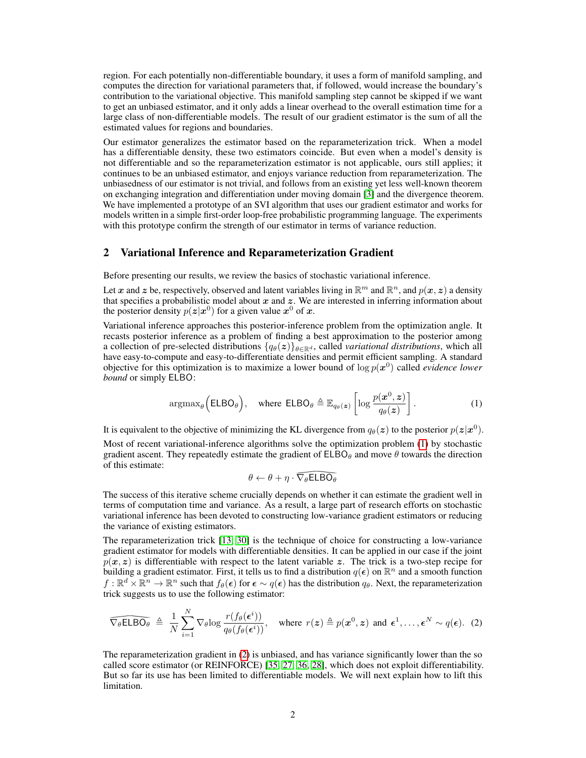region. For each potentially non-differentiable boundary, it uses a form of manifold sampling, and computes the direction for variational parameters that, if followed, would increase the boundary's contribution to the variational objective. This manifold sampling step cannot be skipped if we want to get an unbiased estimator, and it only adds a linear overhead to the overall estimation time for a large class of non-differentiable models. The result of our gradient estimator is the sum of all the estimated values for regions and boundaries.

Our estimator generalizes the estimator based on the reparameterization trick. When a model has a differentiable density, these two estimators coincide. But even when a model's density is not differentiable and so the reparameterization estimator is not applicable, ours still applies; it continues to be an unbiased estimator, and enjoys variance reduction from reparameterization. The unbiasedness of our estimator is not trivial, and follows from an existing yet less well-known theorem on exchanging integration and differentiation under moving domain [3] and the divergence theorem. We have implemented a prototype of an SVI algorithm that uses our gradient estimator and works for models written in a simple first-order loop-free probabilistic programming language. The experiments with this prototype confirm the strength of our estimator in terms of variance reduction.

## 2 Variational Inference and Reparameterization Gradient

Before presenting our results, we review the basics of stochastic variational inference.

Let $\boldsymbol{x}$ and $\boldsymbol{z}$ be, respectively, observed and latent variables living in $\mathbb{R}^m$ and $\mathbb{R}^n$, and $p(\boldsymbol{x}, \boldsymbol{z})$ a density that specifies a probabilistic model about $\boldsymbol{x}$ and $\boldsymbol{z}$. We are interested in inferring information about the posterior density $p(\boldsymbol{z}|\boldsymbol{x}^0)$ for a given value $\boldsymbol{x}^0$ of $\boldsymbol{x}$.

Variational inference approaches this posterior-inference problem from the optimization angle. It recasts posterior inference as a problem of finding a best approximation to the posterior among a collection of pre-selected distributions $\{q_\theta(\boldsymbol{z})\}_{\theta \in \mathbb{R}^d}$, called *variational distributions*, which all have easy-to-compute and easy-to-differentiate densities and permit efficient sampling. A standard objective for this optimization is to maximize a lower bound of $\log p(\boldsymbol{x}^0)$ called *evidence lower bound* or simply ELBO:

$$\text{argmax}_\theta \Big( \mathsf{ELBO}_\theta \Big), \quad \text{where } \mathsf{ELBO}_\theta \triangleq \mathbb{E}_{q_\theta(\boldsymbol{z})} \left[ \log \frac{p(\boldsymbol{x}^0, \boldsymbol{z})}{q_\theta(\boldsymbol{z})} \right]. \tag{1}$$

It is equivalent to the objective of minimizing the KL divergence from $q_\theta(\boldsymbol{z})$ to the posterior $p(\boldsymbol{z}|\boldsymbol{x}^0)$.

Most of recent variational-inference algorithms solve the optimization problem (1) by stochastic gradient ascent. They repeatedly estimate the gradient of $\mathsf{ELBO}_\theta$ and move $\theta$ towards the direction of this estimate:

$$\theta \leftarrow \theta + \eta \cdot \widehat{\nabla_\theta \mathsf{ELBO}_\theta}$$

The success of this iterative scheme crucially depends on whether it can estimate the gradient well in terms of computation time and variance. As a result, a large part of research efforts on stochastic variational inference has been devoted to constructing low-variance gradient estimators or reducing the variance of existing estimators.

The reparameterization trick [13, 30] is the technique of choice for constructing a low-variance gradient estimator for models with differentiable densities. It can be applied in our case if the joint $p(\boldsymbol{x}, \boldsymbol{z})$ is differentiable with respect to the latent variable $\boldsymbol{z}$. The trick is a two-step recipe for building a gradient estimator. First, it tells us to find a distribution $q(\boldsymbol{\epsilon})$ on $\mathbb{R}^n$ and a smooth function $f : \mathbb{R}^d \times \mathbb{R}^n \to \mathbb{R}^n$ such that $f_\theta(\boldsymbol{\epsilon})$ for $\boldsymbol{\epsilon} \sim q(\boldsymbol{\epsilon})$ has the distribution $q_\theta$. Next, the reparameterization trick suggests us to use the following estimator:

$$\widehat{\nabla_\theta \mathsf{ELBO}_\theta} \;\triangleq\; \frac{1}{N} \sum_{i=1}^{N} \nabla_\theta \log \frac{r(f_\theta(\boldsymbol{\epsilon}^i))}{q_\theta(f_\theta(\boldsymbol{\epsilon}^i))}, \quad \text{where } r(\boldsymbol{z}) \triangleq p(\boldsymbol{x}^0, \boldsymbol{z}) \text{ and } \boldsymbol{\epsilon}^1, \ldots, \boldsymbol{\epsilon}^N \sim q(\boldsymbol{\epsilon}). \tag{2}$$

The reparameterization gradient in (2) is unbiased, and has variance significantly lower than the so called score estimator (or REINFORCE) [35, 27, 36, 28], which does not exploit differentiability. But so far its use has been limited to differentiable models. We will next explain how to lift this limitation.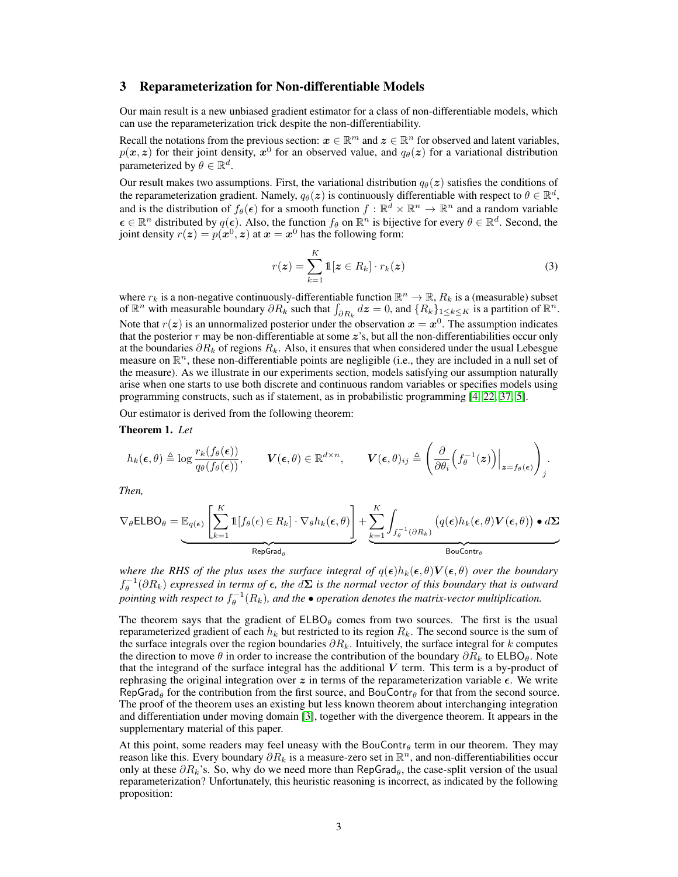## 3 Reparameterization for Non-differentiable Models

Our main result is a new unbiased gradient estimator for a class of non-differentiable models, which can use the reparameterization trick despite the non-differentiability.

Recall the notations from the previous section: $\boldsymbol{x} \in \mathbb{R}^m$ and $\boldsymbol{z} \in \mathbb{R}^n$ for observed and latent variables, $p(\boldsymbol{x}, \boldsymbol{z})$ for their joint density, $\boldsymbol{x}^0$ for an observed value, and $q_\theta(\boldsymbol{z})$ for a variational distribution parameterized by $\theta \in \mathbb{R}^d$.

Our result makes two assumptions. First, the variational distribution $q_\theta(\boldsymbol{z})$ satisfies the conditions of the reparameterization gradient. Namely, $q_\theta(\boldsymbol{z})$ is continuously differentiable with respect to $\theta \in \mathbb{R}^d$, and is the distribution of $f_\theta(\boldsymbol{\epsilon})$ for a smooth function $f : \mathbb{R}^d \times \mathbb{R}^n \to \mathbb{R}^n$ and a random variable $\boldsymbol{\epsilon} \in \mathbb{R}^n$ distributed by $q(\boldsymbol{\epsilon})$. Also, the function $f_\theta$ on $\mathbb{R}^n$ is bijective for every $\theta \in \mathbb{R}^d$. Second, the joint density $r(\boldsymbol{z}) = p(\boldsymbol{x}^0, \boldsymbol{z})$ at $\boldsymbol{x} = \boldsymbol{x}^0$ has the following form:

$$r(\boldsymbol{z}) = \sum_{k=1}^{K} \mathbb{1}[\boldsymbol{z} \in R_k] \cdot r_k(\boldsymbol{z}) \tag{3}$$

where $r_k$ is a non-negative continuously-differentiable function $\mathbb{R}^n \to \mathbb{R}$, $R_k$ is a (measurable) subset of $\mathbb{R}^n$ with measurable boundary $\partial R_k$ such that $\int_{\partial R_k} d\boldsymbol{z} = 0$, and $\{R_k\}_{1 \le k \le K}$ is a partition of $\mathbb{R}^n$. Note that $r(\boldsymbol{z})$ is an unnormalized posterior under the observation $\boldsymbol{x} = \boldsymbol{x}^0$. The assumption indicates that the posterior $r$ may be non-differentiable at some $\boldsymbol{z}$'s, but all the non-differentiabilities occur only at the boundaries $\partial R_k$ of regions $R_k$. Also, it ensures that when considered under the usual Lebesgue measure on $\mathbb{R}^n$, these non-differentiable points are negligible (i.e., they are included in a null set of the measure). As we illustrate in our experiments section, models satisfying our assumption naturally arise when one starts to use both discrete and continuous random variables or specifies models using programming constructs, such as if statement, as in probabilistic programming [4, 22, 37, 5].

Our estimator is derived from the following theorem:

**Theorem 1.** *Let*

$$h_k(\boldsymbol{\epsilon}, \theta) \triangleq \log \frac{r_k(f_\theta(\boldsymbol{\epsilon}))}{q_\theta(f_\theta(\boldsymbol{\epsilon}))}, \qquad \boldsymbol{V}(\boldsymbol{\epsilon}, \theta) \in \mathbb{R}^{d \times n}, \qquad \boldsymbol{V}(\boldsymbol{\epsilon}, \theta)_{ij} \triangleq \left( \frac{\partial}{\partial \theta_i} \Big( f_\theta^{-1}(\boldsymbol{z}) \Big) \Big|_{\boldsymbol{z} = f_\theta(\boldsymbol{\epsilon})} \right)_j.$$

*Then,*

$$\nabla_\theta \mathsf{ELBO}_\theta = \underbrace{\mathbb{E}_{q(\boldsymbol{\epsilon})} \left[ \sum_{k=1}^{K} \mathbb{1}[f_\theta(\epsilon) \in R_k] \cdot \nabla_\theta h_k(\boldsymbol{\epsilon}, \theta) \right]}_{\mathsf{RepGrad}_\theta} + \underbrace{\sum_{k=1}^{K} \int_{f_\theta^{-1}(\partial R_k)} \big( q(\boldsymbol{\epsilon}) h_k(\boldsymbol{\epsilon}, \theta) \boldsymbol{V}(\boldsymbol{\epsilon}, \theta) \big) \bullet d\boldsymbol{\Sigma}}_{\mathsf{BouContr}_\theta}$$

*where the RHS of the plus uses the surface integral of $q(\boldsymbol{\epsilon}) h_k(\boldsymbol{\epsilon}, \theta) \boldsymbol{V}(\boldsymbol{\epsilon}, \theta)$ over the boundary $f_\theta^{-1}(\partial R_k)$ expressed in terms of $\boldsymbol{\epsilon}$, the $d\boldsymbol{\Sigma}$ is the normal vector of this boundary that is outward pointing with respect to $f_\theta^{-1}(R_k)$, and the $\bullet$ operation denotes the matrix-vector multiplication.*

The theorem says that the gradient of $\mathsf{ELBO}_\theta$ comes from two sources. The first is the usual reparameterized gradient of each $h_k$ but restricted to its region $R_k$. The second source is the sum of the surface integrals over the region boundaries $\partial R_k$. Intuitively, the surface integral for $k$ computes the direction to move $\theta$ in order to increase the contribution of the boundary $\partial R_k$ to $\mathsf{ELBO}_\theta$. Note that the integrand of the surface integral has the additional $\boldsymbol{V}$ term. This term is a by-product of rephrasing the original integration over $\boldsymbol{z}$ in terms of the reparameterization variable $\boldsymbol{\epsilon}$. We write $\mathsf{RepGrad}_\theta$ for the contribution from the first source, and $\mathsf{BouContr}_\theta$ for that from the second source. The proof of the theorem uses an existing but less known theorem about interchanging integration and differentiation under moving domain [3], together with the divergence theorem. It appears in the supplementary material of this paper.

At this point, some readers may feel uneasy with the $\mathsf{BouContr}_\theta$ term in our theorem. They may reason like this. Every boundary $\partial R_k$ is a measure-zero set in $\mathbb{R}^n$, and non-differentiabilities occur only at these $\partial R_k$'s. So, why do we need more than $\mathsf{RepGrad}_\theta$, the case-split version of the usual reparameterization? Unfortunately, this heuristic reasoning is incorrect, as indicated by the following proposition: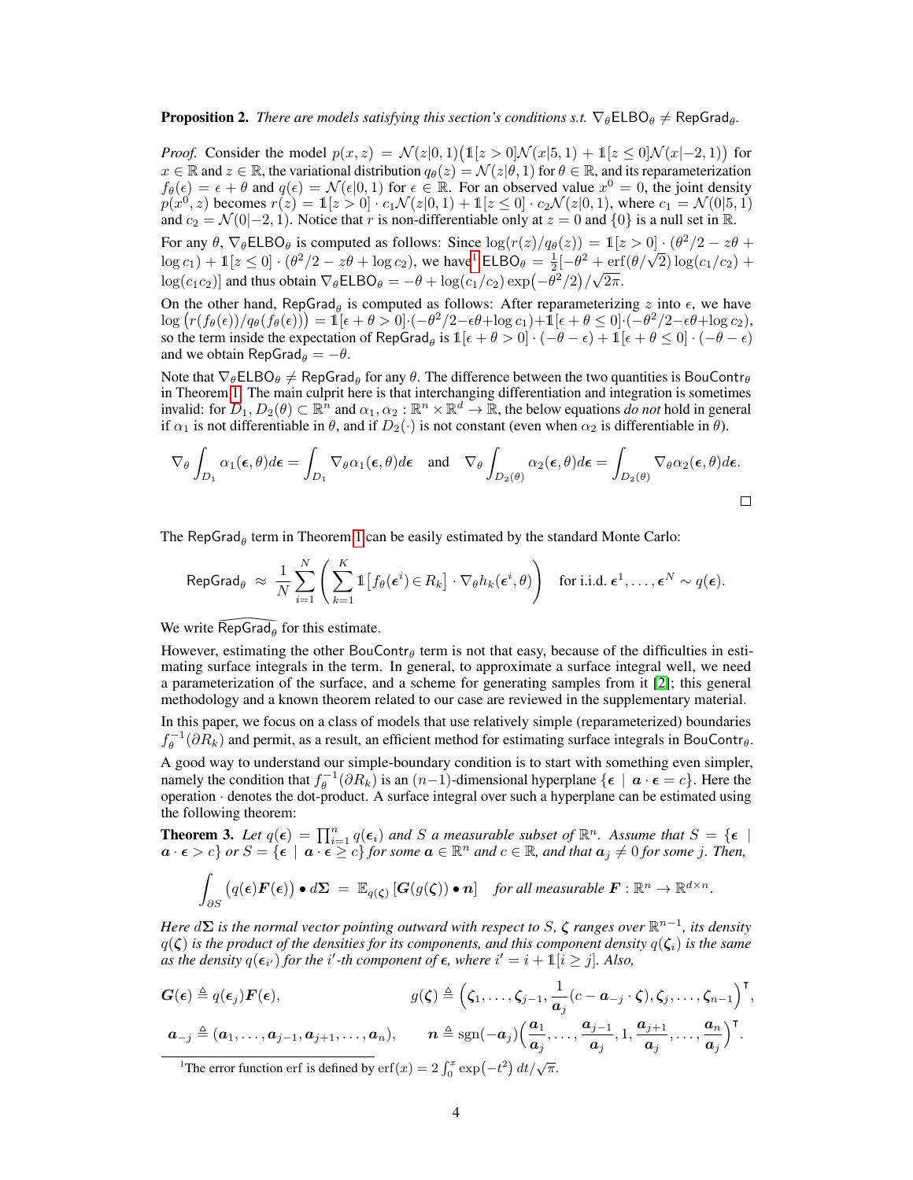**Proposition 2.** *There are models satisfying this section's conditions s.t.* $\nabla_\theta \mathsf{ELBO}_\theta \neq \mathsf{RepGrad}_\theta$.

*Proof.* Consider the model $p(x,z) = \mathcal{N}(z|0,1)\big(\mathbb{1}[z>0]\mathcal{N}(x|5,1) + \mathbb{1}[z \le 0]\mathcal{N}(x|-2,1)\big)$ for $x \in \mathbb{R}$ and $z \in \mathbb{R}$, the variational distribution $q_\theta(z) = \mathcal{N}(z|\theta,1)$ for $\theta \in \mathbb{R}$, and its reparameterization $f_\theta(\epsilon) = \epsilon + \theta$ and $q(\epsilon) = \mathcal{N}(\epsilon|0,1)$ for $\epsilon \in \mathbb{R}$. For an observed value $x^0 = 0$, the joint density $p(x^0, z)$ becomes $r(z) = \mathbb{1}[z>0]\cdot c_1\mathcal{N}(z|0,1) + \mathbb{1}[z \le 0]\cdot c_2\mathcal{N}(z|0,1)$, where $c_1 = \mathcal{N}(0|5,1)$ and $c_2 = \mathcal{N}(0|-2,1)$. Notice that $r$ is non-differentiable only at $z=0$ and $\{0\}$ is a null set in $\mathbb{R}$.

For any $\theta$, $\nabla_\theta \mathsf{ELBO}_\theta$ is computed as follows: Since $\log(r(z)/q_\theta(z)) = \mathbb{1}[z>0]\cdot(\theta^2/2 - z\theta + \log c_1) + \mathbb{1}[z \le 0]\cdot(\theta^2/2 - z\theta + \log c_2)$, we have[1] $\mathsf{ELBO}_\theta = \frac{1}{2}[-\theta^2 + \operatorname{erf}(\theta/\sqrt{2})\log(c_1/c_2) + \log(c_1 c_2)]$ and thus obtain $\nabla_\theta \mathsf{ELBO}_\theta = -\theta + \log(c_1/c_2)\exp\big(-\theta^2/2\big)/\sqrt{2\pi}$.

On the other hand, $\mathsf{RepGrad}_\theta$ is computed as follows: After reparameterizing $z$ into $\epsilon$, we have $\log\big(r(f_\theta(\epsilon))/q_\theta(f_\theta(\epsilon))\big) = \mathbb{1}[\epsilon+\theta>0]\cdot(-\theta^2/2 - \epsilon\theta + \log c_1) + \mathbb{1}[\epsilon+\theta \le 0]\cdot(-\theta^2/2 - \epsilon\theta + \log c_2)$, so the term inside the expectation of $\mathsf{RepGrad}_\theta$ is $\mathbb{1}[\epsilon+\theta>0]\cdot(-\theta-\epsilon) + \mathbb{1}[\epsilon+\theta \le 0]\cdot(-\theta-\epsilon)$ and we obtain $\mathsf{RepGrad}_\theta = -\theta$.

Note that $\nabla_\theta \mathsf{ELBO}_\theta \neq \mathsf{RepGrad}_\theta$ for any $\theta$. The difference between the two quantities is $\mathsf{BouContr}_\theta$ in Theorem 1. The main culprit here is that interchanging differentiation and integration is sometimes invalid: for $D_1, D_2(\theta) \subset \mathbb{R}^n$ and $\alpha_1, \alpha_2 : \mathbb{R}^n \times \mathbb{R}^d \to \mathbb{R}$, the below equations *do not* hold in general if $\alpha_1$ is not differentiable in $\theta$, and if $D_2(\cdot)$ is not constant (even when $\alpha_2$ is differentiable in $\theta$).

$$\nabla_\theta \int_{D_1} \alpha_1(\boldsymbol{\epsilon},\theta)d\boldsymbol{\epsilon} = \int_{D_1} \nabla_\theta \alpha_1(\boldsymbol{\epsilon},\theta)d\boldsymbol{\epsilon} \quad \text{and} \quad \nabla_\theta \int_{D_2(\theta)} \alpha_2(\boldsymbol{\epsilon},\theta)d\boldsymbol{\epsilon} = \int_{D_2(\theta)} \nabla_\theta \alpha_2(\boldsymbol{\epsilon},\theta)d\boldsymbol{\epsilon}.$$

□

The $\mathsf{RepGrad}_\theta$ term in Theorem 1 can be easily estimated by the standard Monte Carlo:

$$\mathsf{RepGrad}_\theta \;\approx\; \frac{1}{N}\sum_{i=1}^{N}\left(\sum_{k=1}^{K}\mathbb{1}\big[f_\theta(\boldsymbol{\epsilon}^i) \in R_k\big]\cdot \nabla_\theta h_k(\boldsymbol{\epsilon}^i,\theta)\right) \quad \text{for i.i.d. } \boldsymbol{\epsilon}^1,\ldots,\boldsymbol{\epsilon}^N \sim q(\boldsymbol{\epsilon}).$$

We write $\widehat{\mathsf{RepGrad}_\theta}$ for this estimate.

However, estimating the other $\mathsf{BouContr}_\theta$ term is not that easy, because of the difficulties in estimating surface integrals in the term. In general, to approximate a surface integral well, we need a parameterization of the surface, and a scheme for generating samples from it [2]; this general methodology and a known theorem related to our case are reviewed in the supplementary material.

In this paper, we focus on a class of models that use relatively simple (reparameterized) boundaries $f_\theta^{-1}(\partial R_k)$ and permit, as a result, an efficient method for estimating surface integrals in $\mathsf{BouContr}_\theta$.

A good way to understand our simple-boundary condition is to start with something even simpler, namely the condition that $f_\theta^{-1}(\partial R_k)$ is an $(n-1)$-dimensional hyperplane $\{\boldsymbol{\epsilon} \mid \boldsymbol{a}\cdot\boldsymbol{\epsilon} = c\}$. Here the operation $\cdot$ denotes the dot-product. A surface integral over such a hyperplane can be estimated using the following theorem:

**Theorem 3.** *Let* $q(\boldsymbol{\epsilon}) = \prod_{i=1}^{n} q(\boldsymbol{\epsilon}_i)$ *and* $S$ *a measurable subset of* $\mathbb{R}^n$. *Assume that* $S = \{\boldsymbol{\epsilon} \mid \boldsymbol{a}\cdot\boldsymbol{\epsilon} > c\}$ *or* $S = \{\boldsymbol{\epsilon} \mid \boldsymbol{a}\cdot\boldsymbol{\epsilon} \ge c\}$ *for some* $\boldsymbol{a} \in \mathbb{R}^n$ *and* $c \in \mathbb{R}$, *and that* $\boldsymbol{a}_j \neq 0$ *for some* $j$. *Then,*

$$\int_{\partial S}\big(q(\boldsymbol{\epsilon})\boldsymbol{F}(\boldsymbol{\epsilon})\big)\bullet d\boldsymbol{\Sigma} \;=\; \mathbb{E}_{q(\boldsymbol{\zeta})}\left[\boldsymbol{G}(g(\boldsymbol{\zeta}))\bullet \boldsymbol{n}\right] \quad \textit{for all measurable } \boldsymbol{F} : \mathbb{R}^n \to \mathbb{R}^{d\times n}.$$

*Here* $d\boldsymbol{\Sigma}$ *is the normal vector pointing outward with respect to* $S$, $\boldsymbol{\zeta}$ *ranges over* $\mathbb{R}^{n-1}$, *its density* $q(\boldsymbol{\zeta})$ *is the product of the densities for its components, and this component density* $q(\boldsymbol{\zeta}_i)$ *is the same as the density* $q(\boldsymbol{\epsilon}_{i'})$ *for the* $i'$*-th component of* $\boldsymbol{\epsilon}$, *where* $i' = i + \mathbb{1}[i \ge j]$. *Also,*

$$\boldsymbol{G}(\boldsymbol{\epsilon}) \triangleq q(\boldsymbol{\epsilon}_j)\boldsymbol{F}(\boldsymbol{\epsilon}), \qquad g(\boldsymbol{\zeta}) \triangleq \left(\boldsymbol{\zeta}_1,\ldots,\boldsymbol{\zeta}_{j-1}, \frac{1}{\boldsymbol{a}_j}(c - \boldsymbol{a}_{-j}\cdot\boldsymbol{\zeta}), \boldsymbol{\zeta}_j,\ldots,\boldsymbol{\zeta}_{n-1}\right)^{\intercal},$$

$$\boldsymbol{a}_{-j} \triangleq (\boldsymbol{a}_1,\ldots,\boldsymbol{a}_{j-1},\boldsymbol{a}_{j+1},\ldots,\boldsymbol{a}_n), \qquad \boldsymbol{n} \triangleq \operatorname{sgn}(-\boldsymbol{a}_j)\left(\frac{\boldsymbol{a}_1}{\boldsymbol{a}_j},\ldots,\frac{\boldsymbol{a}_{j-1}}{\boldsymbol{a}_j},1,\frac{\boldsymbol{a}_{j+1}}{\boldsymbol{a}_j},\ldots,\frac{\boldsymbol{a}_n}{\boldsymbol{a}_j}\right)^{\intercal}.$$

---

[1] The error function erf is defined by $\operatorname{erf}(x) = 2\int_0^x \exp\big(-t^2\big)\,dt/\sqrt{\pi}$.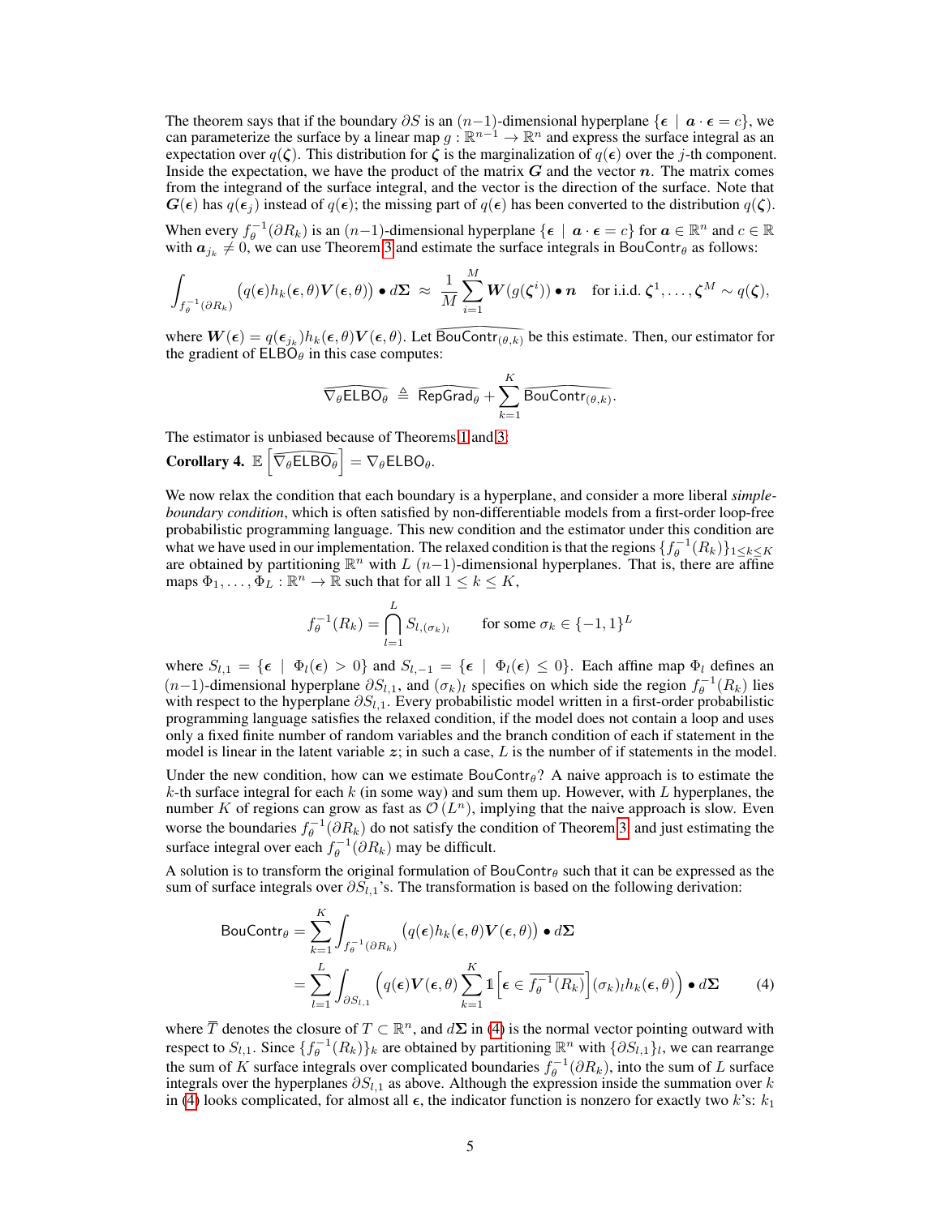The theorem says that if the boundary $\partial S$ is an $(n-1)$-dimensional hyperplane $\{\boldsymbol{\epsilon} \mid \boldsymbol{a} \cdot \boldsymbol{\epsilon} = c\}$, we can parameterize the surface by a linear map $g : \mathbb{R}^{n-1} \to \mathbb{R}^n$ and express the surface integral as an expectation over $q(\boldsymbol{\zeta})$. This distribution for $\boldsymbol{\zeta}$ is the marginalization of $q(\boldsymbol{\epsilon})$ over the $j$-th component. Inside the expectation, we have the product of the matrix $\boldsymbol{G}$ and the vector $\boldsymbol{n}$. The matrix comes from the integrand of the surface integral, and the vector is the direction of the surface. Note that $\boldsymbol{G}(\boldsymbol{\epsilon})$ has $q(\boldsymbol{\epsilon}_j)$ instead of $q(\boldsymbol{\epsilon})$; the missing part of $q(\boldsymbol{\epsilon})$ has been converted to the distribution $q(\boldsymbol{\zeta})$.

When every $f_\theta^{-1}(\partial R_k)$ is an $(n-1)$-dimensional hyperplane $\{\boldsymbol{\epsilon} \mid \boldsymbol{a} \cdot \boldsymbol{\epsilon} = c\}$ for $\boldsymbol{a} \in \mathbb{R}^n$ and $c \in \mathbb{R}$ with $\boldsymbol{a}_{j_k} \neq 0$, we can use Theorem 3 and estimate the surface integrals in $\mathsf{BouContr}_\theta$ as follows:

$$\int_{f_\theta^{-1}(\partial R_k)} \big(q(\boldsymbol{\epsilon}) h_k(\boldsymbol{\epsilon}, \theta) \boldsymbol{V}(\boldsymbol{\epsilon}, \theta)\big) \bullet d\boldsymbol{\Sigma} \;\approx\; \frac{1}{M} \sum_{i=1}^{M} \boldsymbol{W}(g(\boldsymbol{\zeta}^i)) \bullet \boldsymbol{n} \quad \text{for i.i.d. } \boldsymbol{\zeta}^1, \ldots, \boldsymbol{\zeta}^M \sim q(\boldsymbol{\zeta}),$$

where $\boldsymbol{W}(\boldsymbol{\epsilon}) = q(\boldsymbol{\epsilon}_{j_k}) h_k(\boldsymbol{\epsilon}, \theta) \boldsymbol{V}(\boldsymbol{\epsilon}, \theta)$. Let $\widehat{\mathsf{BouContr}_{(\theta,k)}}$ be this estimate. Then, our estimator for the gradient of $\mathsf{ELBO}_\theta$ in this case computes:

$$\widehat{\nabla_\theta \mathsf{ELBO}_\theta} \;\triangleq\; \widehat{\mathsf{RepGrad}_\theta} + \sum_{k=1}^{K} \widehat{\mathsf{BouContr}_{(\theta,k)}}.$$

The estimator is unbiased because of Theorems 1 and 3:

**Corollary 4.** $\mathbb{E}\left[\widehat{\nabla_\theta \mathsf{ELBO}_\theta}\right] = \nabla_\theta \mathsf{ELBO}_\theta$.

We now relax the condition that each boundary is a hyperplane, and consider a more liberal *simple-boundary condition*, which is often satisfied by non-differentiable models from a first-order loop-free probabilistic programming language. This new condition and the estimator under this condition are what we have used in our implementation. The relaxed condition is that the regions $\{f_\theta^{-1}(R_k)\}_{1 \leq k \leq K}$ are obtained by partitioning $\mathbb{R}^n$ with $L$ $(n-1)$-dimensional hyperplanes. That is, there are affine maps $\Phi_1, \ldots, \Phi_L : \mathbb{R}^n \to \mathbb{R}$ such that for all $1 \leq k \leq K$,

$$f_\theta^{-1}(R_k) = \bigcap_{l=1}^{L} S_{l,(\sigma_k)_l} \qquad \text{for some } \sigma_k \in \{-1, 1\}^L$$

where $S_{l,1} = \{\boldsymbol{\epsilon} \mid \Phi_l(\boldsymbol{\epsilon}) > 0\}$ and $S_{l,-1} = \{\boldsymbol{\epsilon} \mid \Phi_l(\boldsymbol{\epsilon}) \leq 0\}$. Each affine map $\Phi_l$ defines an $(n-1)$-dimensional hyperplane $\partial S_{l,1}$, and $(\sigma_k)_l$ specifies on which side the region $f_\theta^{-1}(R_k)$ lies with respect to the hyperplane $\partial S_{l,1}$. Every probabilistic model written in a first-order probabilistic programming language satisfies the relaxed condition, if the model does not contain a loop and uses only a fixed finite number of random variables and the branch condition of each if statement in the model is linear in the latent variable $\boldsymbol{z}$; in such a case, $L$ is the number of if statements in the model.

Under the new condition, how can we estimate $\mathsf{BouContr}_\theta$? A naive approach is to estimate the $k$-th surface integral for each $k$ (in some way) and sum them up. However, with $L$ hyperplanes, the number $K$ of regions can grow as fast as $\mathcal{O}(L^n)$, implying that the naive approach is slow. Even worse the boundaries $f_\theta^{-1}(\partial R_k)$ do not satisfy the condition of Theorem 3, and just estimating the surface integral over each $f_\theta^{-1}(\partial R_k)$ may be difficult.

A solution is to transform the original formulation of $\mathsf{BouContr}_\theta$ such that it can be expressed as the sum of surface integrals over $\partial S_{l,1}$'s. The transformation is based on the following derivation:

$$\begin{aligned}
\mathsf{BouContr}_\theta &= \sum_{k=1}^{K} \int_{f_\theta^{-1}(\partial R_k)} \big(q(\boldsymbol{\epsilon}) h_k(\boldsymbol{\epsilon}, \theta) \boldsymbol{V}(\boldsymbol{\epsilon}, \theta)\big) \bullet d\boldsymbol{\Sigma} \\
&= \sum_{l=1}^{L} \int_{\partial S_{l,1}} \Big(q(\boldsymbol{\epsilon}) \boldsymbol{V}(\boldsymbol{\epsilon}, \theta) \sum_{k=1}^{K} \mathbb{1}\Big[\boldsymbol{\epsilon} \in \overline{f_\theta^{-1}(R_k)}\Big] (\sigma_k)_l h_k(\boldsymbol{\epsilon}, \theta)\Big) \bullet d\boldsymbol{\Sigma}
\end{aligned} \tag{4}$$

where $\overline{T}$ denotes the closure of $T \subset \mathbb{R}^n$, and $d\boldsymbol{\Sigma}$ in (4) is the normal vector pointing outward with respect to $S_{l,1}$. Since $\{f_\theta^{-1}(R_k)\}_k$ are obtained by partitioning $\mathbb{R}^n$ with $\{\partial S_{l,1}\}_l$, we can rearrange the sum of $K$ surface integrals over complicated boundaries $f_\theta^{-1}(\partial R_k)$, into the sum of $L$ surface integrals over the hyperplanes $\partial S_{l,1}$ as above. Although the expression inside the summation over $k$ in (4) looks complicated, for almost all $\boldsymbol{\epsilon}$, the indicator function is nonzero for exactly two $k$'s: $k_1$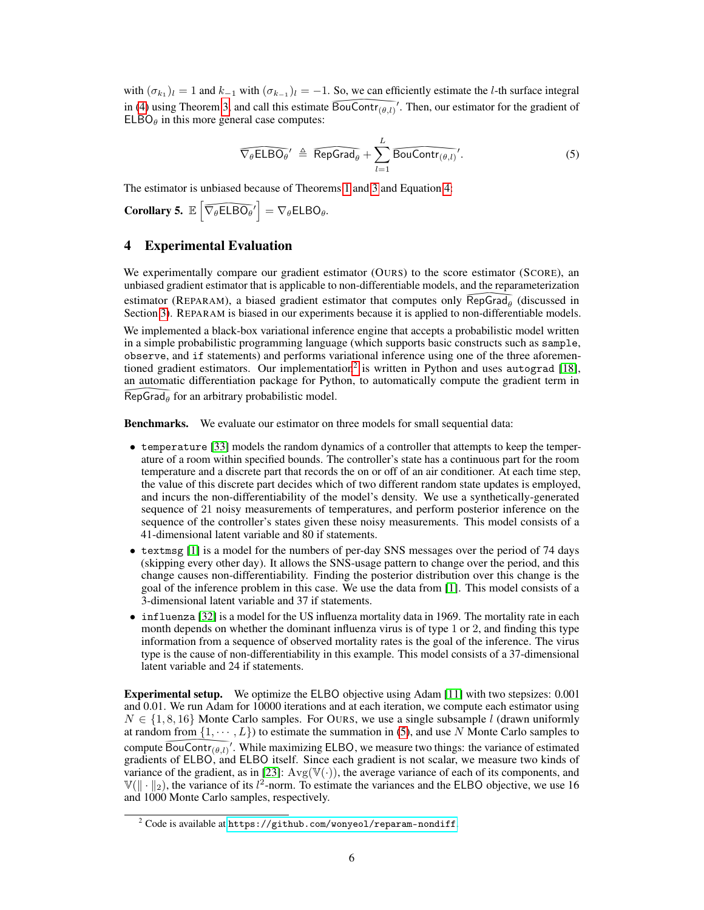with $(\sigma_{k_1})_l = 1$ and $k_{-1}$ with $(\sigma_{k_{-1}})_l = -1$. So, we can efficiently estimate the $l$-th surface integral in (4) using Theorem 3, and call this estimate $\widehat{\mathsf{BouContr}_{(\theta,l)}}'$. Then, our estimator for the gradient of $\mathsf{ELBO}_\theta$ in this more general case computes:

$$\widehat{\nabla_\theta \mathsf{ELBO}_\theta}' \triangleq \widehat{\mathsf{RepGrad}_\theta} + \sum_{l=1}^{L} \widehat{\mathsf{BouContr}_{(\theta,l)}}'. \tag{5}$$

The estimator is unbiased because of Theorems 1 and 3 and Equation 4:

**Corollary 5.** $\mathbb{E}\left[\widehat{\nabla_\theta \mathsf{ELBO}_\theta}'\right] = \nabla_\theta \mathsf{ELBO}_\theta$.

## 4 Experimental Evaluation

We experimentally compare our gradient estimator (OURS) to the score estimator (SCORE), an unbiased gradient estimator that is applicable to non-differentiable models, and the reparameterization estimator (REPARAM), a biased gradient estimator that computes only $\widehat{\mathsf{RepGrad}_\theta}$ (discussed in Section 3). REPARAM is biased in our experiments because it is applied to non-differentiable models.

We implemented a black-box variational inference engine that accepts a probabilistic model written in a simple probabilistic programming language (which supports basic constructs such as `sample`, `observe`, and `if` statements) and performs variational inference using one of the three aforementioned gradient estimators. Our implementation[2] is written in Python and uses `autograd` [18], an automatic differentiation package for Python, to automatically compute the gradient term in $\widehat{\mathsf{RepGrad}_\theta}$ for an arbitrary probabilistic model.

**Benchmarks.** We evaluate our estimator on three models for small sequential data:

- `temperature` [33] models the random dynamics of a controller that attempts to keep the temperature of a room within specified bounds. The controller's state has a continuous part for the room temperature and a discrete part that records the on or off of an air conditioner. At each time step, the value of this discrete part decides which of two different random state updates is employed, and incurs the non-differentiability of the model's density. We use a synthetically-generated sequence of 21 noisy measurements of temperatures, and perform posterior inference on the sequence of the controller's states given these noisy measurements. This model consists of a 41-dimensional latent variable and 80 if statements.
- `textmsg` [1] is a model for the numbers of per-day SNS messages over the period of 74 days (skipping every other day). It allows the SNS-usage pattern to change over the period, and this change causes non-differentiability. Finding the posterior distribution over this change is the goal of the inference problem in this case. We use the data from [1]. This model consists of a 3-dimensional latent variable and 37 if statements.
- `influenza` [32] is a model for the US influenza mortality data in 1969. The mortality rate in each month depends on whether the dominant influenza virus is of type 1 or 2, and finding this type information from a sequence of observed mortality rates is the goal of the inference. The virus type is the cause of non-differentiability in this example. This model consists of a 37-dimensional latent variable and 24 if statements.

**Experimental setup.** We optimize the $\mathsf{ELBO}$ objective using Adam [11] with two stepsizes: 0.001 and 0.01. We run Adam for 10000 iterations and at each iteration, we compute each estimator using $N \in \{1, 8, 16\}$ Monte Carlo samples. For OURS, we use a single subsample $l$ (drawn uniformly at random from $\{1, \cdots, L\}$) to estimate the summation in (5), and use $N$ Monte Carlo samples to compute $\widehat{\mathsf{BouContr}_{(\theta,l)}}'$. While maximizing $\mathsf{ELBO}$, we measure two things: the variance of estimated gradients of $\mathsf{ELBO}$, and $\mathsf{ELBO}$ itself. Since each gradient is not scalar, we measure two kinds of variance of the gradient, as in [23]: $\mathrm{Avg}(\mathbb{V}(\cdot))$, the average variance of each of its components, and $\mathbb{V}(\|\cdot\|_2)$, the variance of its $l^2$-norm. To estimate the variances and the $\mathsf{ELBO}$ objective, we use 16 and 1000 Monte Carlo samples, respectively.

[2] Code is available at https://github.com/wonyeol/reparam-nondiff.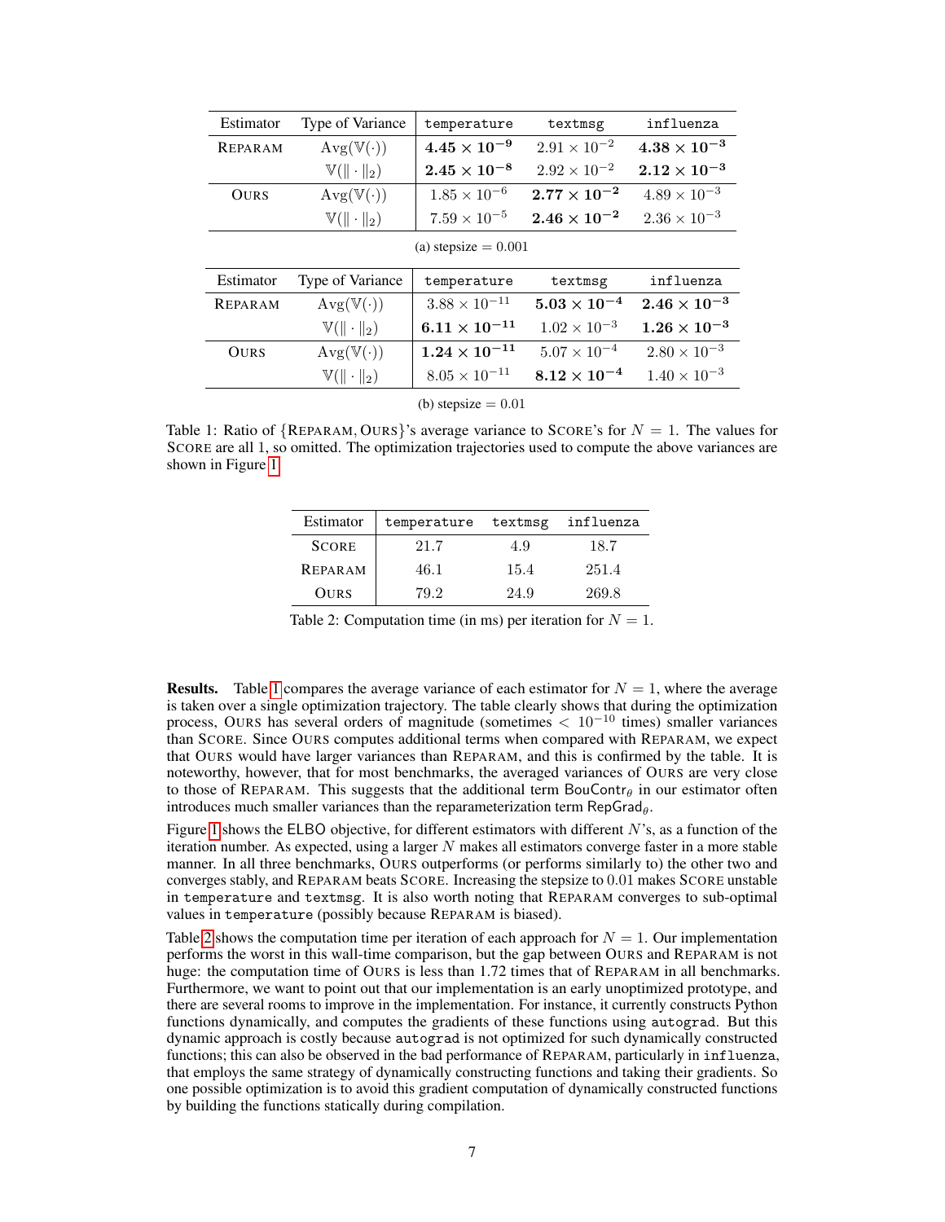| Estimator | Type of Variance | `temperature` | `textmsg` | `influenza` |
|---|---|---|---|---|
| Reparam | $\text{Avg}(\mathbb{V}(\cdot))$ | $\mathbf{4.45 \times 10^{-9}}$ | $2.91 \times 10^{-2}$ | $\mathbf{4.38 \times 10^{-3}}$ |
| | $\mathbb{V}(\|\cdot\|_2)$ | $\mathbf{2.45 \times 10^{-8}}$ | $2.92 \times 10^{-2}$ | $\mathbf{2.12 \times 10^{-3}}$ |
| Ours | $\text{Avg}(\mathbb{V}(\cdot))$ | $1.85 \times 10^{-6}$ | $\mathbf{2.77 \times 10^{-2}}$ | $4.89 \times 10^{-3}$ |
| | $\mathbb{V}(\|\cdot\|_2)$ | $7.59 \times 10^{-5}$ | $\mathbf{2.46 \times 10^{-2}}$ | $2.36 \times 10^{-3}$ |

(a) stepsize $= 0.001$

| Estimator | Type of Variance | `temperature` | `textmsg` | `influenza` |
|---|---|---|---|---|
| Reparam | $\text{Avg}(\mathbb{V}(\cdot))$ | $3.88 \times 10^{-11}$ | $\mathbf{5.03 \times 10^{-4}}$ | $\mathbf{2.46 \times 10^{-3}}$ |
| | $\mathbb{V}(\|\cdot\|_2)$ | $\mathbf{6.11 \times 10^{-11}}$ | $1.02 \times 10^{-3}$ | $\mathbf{1.26 \times 10^{-3}}$ |
| Ours | $\text{Avg}(\mathbb{V}(\cdot))$ | $\mathbf{1.24 \times 10^{-11}}$ | $5.07 \times 10^{-4}$ | $2.80 \times 10^{-3}$ |
| | $\mathbb{V}(\|\cdot\|_2)$ | $8.05 \times 10^{-11}$ | $\mathbf{8.12 \times 10^{-4}}$ | $1.40 \times 10^{-3}$ |

(b) stepsize $= 0.01$

Table 1: Ratio of {Reparam, Ours}'s average variance to Score's for $N = 1$. The values for Score are all 1, so omitted. The optimization trajectories used to compute the above variances are shown in Figure 1.

| Estimator | `temperature` | `textmsg` | `influenza` |
|---|---|---|---|
| Score | 21.7 | 4.9 | 18.7 |
| Reparam | 46.1 | 15.4 | 251.4 |
| Ours | 79.2 | 24.9 | 269.8 |

Table 2: Computation time (in ms) per iteration for $N = 1$.

**Results.** Table 1 compares the average variance of each estimator for $N = 1$, where the average is taken over a single optimization trajectory. The table clearly shows that during the optimization process, Ours has several orders of magnitude (sometimes $< 10^{-10}$ times) smaller variances than Score. Since Ours computes additional terms when compared with Reparam, we expect that Ours would have larger variances than Reparam, and this is confirmed by the table. It is noteworthy, however, that for most benchmarks, the averaged variances of Ours are very close to those of Reparam. This suggests that the additional term $\mathsf{BouContr}_\theta$ in our estimator often introduces much smaller variances than the reparameterization term $\mathsf{RepGrad}_\theta$.

Figure 1 shows the ELBO objective, for different estimators with different $N$'s, as a function of the iteration number. As expected, using a larger $N$ makes all estimators converge faster in a more stable manner. In all three benchmarks, Ours outperforms (or performs similarly to) the other two and converges stably, and Reparam beats Score. Increasing the stepsize to 0.01 makes Score unstable in `temperature` and `textmsg`. It is also worth noting that Reparam converges to sub-optimal values in `temperature` (possibly because Reparam is biased).

Table 2 shows the computation time per iteration of each approach for $N = 1$. Our implementation performs the worst in this wall-time comparison, but the gap between Ours and Reparam is not huge: the computation time of Ours is less than 1.72 times that of Reparam in all benchmarks. Furthermore, we want to point out that our implementation is an early unoptimized prototype, and there are several rooms to improve in the implementation. For instance, it currently constructs Python functions dynamically, and computes the gradients of these functions using `autograd`. But this dynamic approach is costly because `autograd` is not optimized for such dynamically constructed functions; this can also be observed in the bad performance of Reparam, particularly in `influenza`, that employs the same strategy of dynamically constructing functions and taking their gradients. So one possible optimization is to avoid this gradient computation of dynamically constructed functions by building the functions statically during compilation.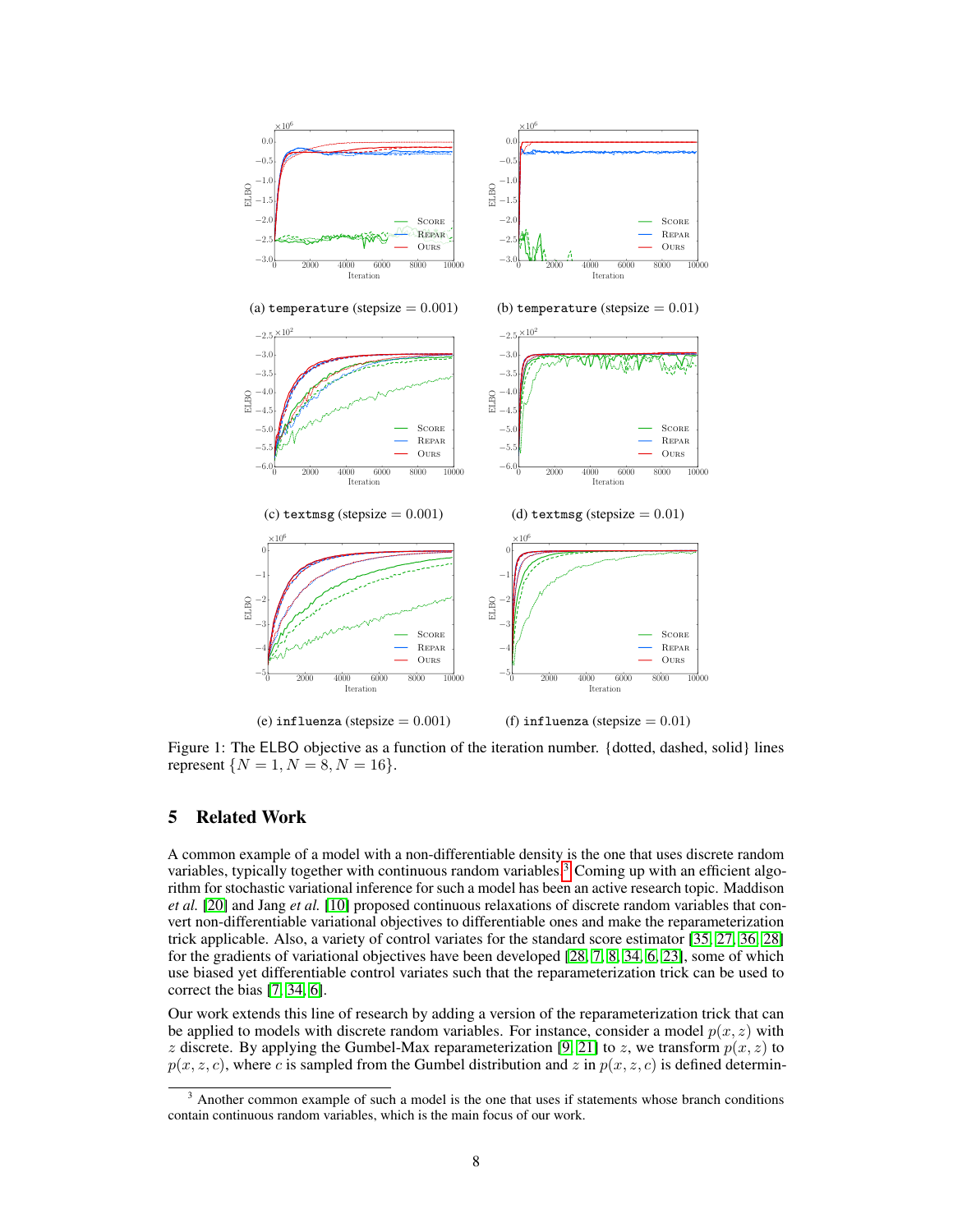(a) `temperature` (stepsize = 0.001)

(b) `temperature` (stepsize = 0.01)

(c) `textmsg` (stepsize = 0.001)

(d) `textmsg` (stepsize = 0.01)

(e) `influenza` (stepsize = 0.001)

(f) `influenza` (stepsize = 0.01)

Figure 1: The ELBO objective as a function of the iteration number. {dotted, dashed, solid} lines represent $\{N = 1, N = 8, N = 16\}$.

## 5 Related Work

A common example of a model with a non-differentiable density is the one that uses discrete random variables, typically together with continuous random variables.[3] Coming up with an efficient algorithm for stochastic variational inference for such a model has been an active research topic. Maddison *et al.* [20] and Jang *et al.* [10] proposed continuous relaxations of discrete random variables that convert non-differentiable variational objectives to differentiable ones and make the reparameterization trick applicable. Also, a variety of control variates for the standard score estimator [35, 27, 36, 28] for the gradients of variational objectives have been developed [28, 7, 8, 34, 6, 23], some of which use biased yet differentiable control variates such that the reparameterization trick can be used to correct the bias [7, 34, 6].

Our work extends this line of research by adding a version of the reparameterization trick that can be applied to models with discrete random variables. For instance, consider a model $p(x, z)$ with $z$ discrete. By applying the Gumbel-Max reparameterization [9, 21] to $z$, we transform $p(x, z)$ to $p(x, z, c)$, where $c$ is sampled from the Gumbel distribution and $z$ in $p(x, z, c)$ is defined determin-

[3] Another common example of such a model is the one that uses if statements whose branch conditions contain continuous random variables, which is the main focus of our work.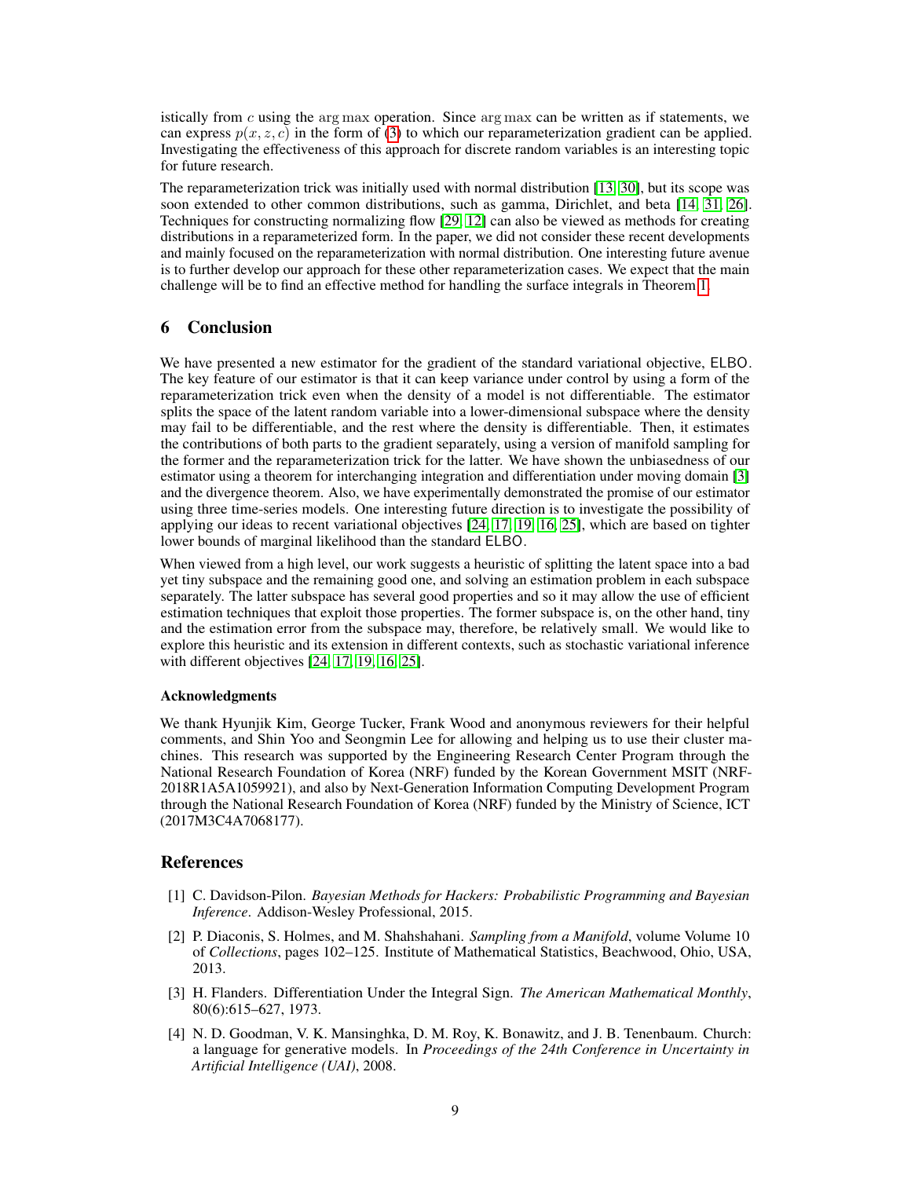istically from $c$ using the $\arg\max$ operation. Since $\arg\max$ can be written as if statements, we can express $p(x, z, c)$ in the form of (3) to which our reparameterization gradient can be applied. Investigating the effectiveness of this approach for discrete random variables is an interesting topic for future research.

The reparameterization trick was initially used with normal distribution [13, 30], but its scope was soon extended to other common distributions, such as gamma, Dirichlet, and beta [14, 31, 26]. Techniques for constructing normalizing flow [29, 12] can also be viewed as methods for creating distributions in a reparameterized form. In the paper, we did not consider these recent developments and mainly focused on the reparameterization with normal distribution. One interesting future avenue is to further develop our approach for these other reparameterization cases. We expect that the main challenge will be to find an effective method for handling the surface integrals in Theorem 1.

## 6 Conclusion

We have presented a new estimator for the gradient of the standard variational objective, ELBO. The key feature of our estimator is that it can keep variance under control by using a form of the reparameterization trick even when the density of a model is not differentiable. The estimator splits the space of the latent random variable into a lower-dimensional subspace where the density may fail to be differentiable, and the rest where the density is differentiable. Then, it estimates the contributions of both parts to the gradient separately, using a version of manifold sampling for the former and the reparameterization trick for the latter. We have shown the unbiasedness of our estimator using a theorem for interchanging integration and differentiation under moving domain [3] and the divergence theorem. Also, we have experimentally demonstrated the promise of our estimator using three time-series models. One interesting future direction is to investigate the possibility of applying our ideas to recent variational objectives [24, 17, 19, 16, 25], which are based on tighter lower bounds of marginal likelihood than the standard ELBO.

When viewed from a high level, our work suggests a heuristic of splitting the latent space into a bad yet tiny subspace and the remaining good one, and solving an estimation problem in each subspace separately. The latter subspace has several good properties and so it may allow the use of efficient estimation techniques that exploit those properties. The former subspace is, on the other hand, tiny and the estimation error from the subspace may, therefore, be relatively small. We would like to explore this heuristic and its extension in different contexts, such as stochastic variational inference with different objectives [24, 17, 19, 16, 25].

#### Acknowledgments

We thank Hyunjik Kim, George Tucker, Frank Wood and anonymous reviewers for their helpful comments, and Shin Yoo and Seongmin Lee for allowing and helping us to use their cluster machines. This research was supported by the Engineering Research Center Program through the National Research Foundation of Korea (NRF) funded by the Korean Government MSIT (NRF-2018R1A5A1059921), and also by Next-Generation Information Computing Development Program through the National Research Foundation of Korea (NRF) funded by the Ministry of Science, ICT (2017M3C4A7068177).

## References

[1] C. Davidson-Pilon. *Bayesian Methods for Hackers: Probabilistic Programming and Bayesian Inference*. Addison-Wesley Professional, 2015.

[2] P. Diaconis, S. Holmes, and M. Shahshahani. *Sampling from a Manifold*, volume Volume 10 of *Collections*, pages 102–125. Institute of Mathematical Statistics, Beachwood, Ohio, USA, 2013.

[3] H. Flanders. Differentiation Under the Integral Sign. *The American Mathematical Monthly*, 80(6):615–627, 1973.

[4] N. D. Goodman, V. K. Mansinghka, D. M. Roy, K. Bonawitz, and J. B. Tenenbaum. Church: a language for generative models. In *Proceedings of the 24th Conference in Uncertainty in Artificial Intelligence (UAI)*, 2008.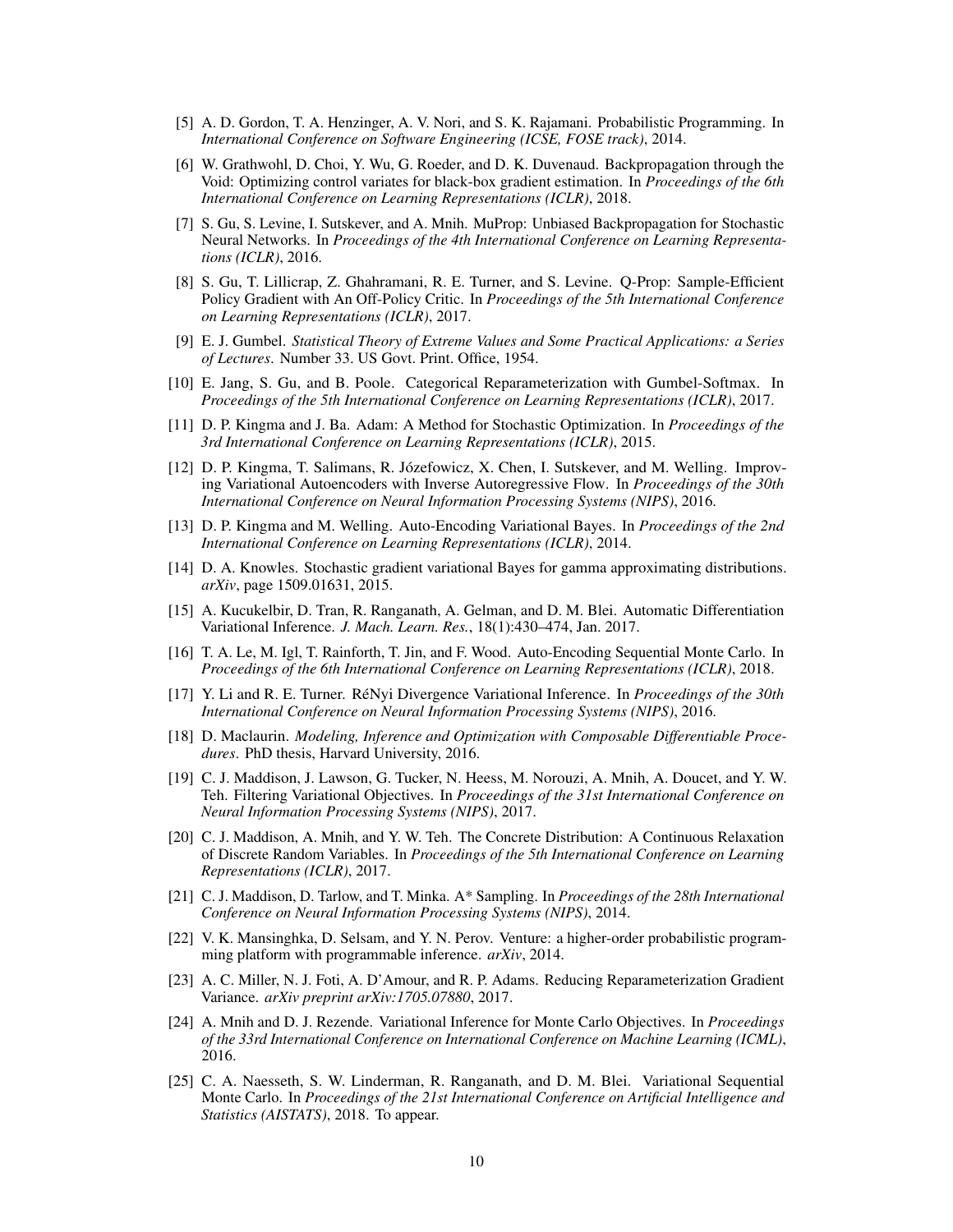[5] A. D. Gordon, T. A. Henzinger, A. V. Nori, and S. K. Rajamani. Probabilistic Programming. In *International Conference on Software Engineering (ICSE, FOSE track)*, 2014.

[6] W. Grathwohl, D. Choi, Y. Wu, G. Roeder, and D. K. Duvenaud. Backpropagation through the Void: Optimizing control variates for black-box gradient estimation. In *Proceedings of the 6th International Conference on Learning Representations (ICLR)*, 2018.

[7] S. Gu, S. Levine, I. Sutskever, and A. Mnih. MuProp: Unbiased Backpropagation for Stochastic Neural Networks. In *Proceedings of the 4th International Conference on Learning Representations (ICLR)*, 2016.

[8] S. Gu, T. Lillicrap, Z. Ghahramani, R. E. Turner, and S. Levine. Q-Prop: Sample-Efficient Policy Gradient with An Off-Policy Critic. In *Proceedings of the 5th International Conference on Learning Representations (ICLR)*, 2017.

[9] E. J. Gumbel. *Statistical Theory of Extreme Values and Some Practical Applications: a Series of Lectures*. Number 33. US Govt. Print. Office, 1954.

[10] E. Jang, S. Gu, and B. Poole. Categorical Reparameterization with Gumbel-Softmax. In *Proceedings of the 5th International Conference on Learning Representations (ICLR)*, 2017.

[11] D. P. Kingma and J. Ba. Adam: A Method for Stochastic Optimization. In *Proceedings of the 3rd International Conference on Learning Representations (ICLR)*, 2015.

[12] D. P. Kingma, T. Salimans, R. Józefowicz, X. Chen, I. Sutskever, and M. Welling. Improving Variational Autoencoders with Inverse Autoregressive Flow. In *Proceedings of the 30th International Conference on Neural Information Processing Systems (NIPS)*, 2016.

[13] D. P. Kingma and M. Welling. Auto-Encoding Variational Bayes. In *Proceedings of the 2nd International Conference on Learning Representations (ICLR)*, 2014.

[14] D. A. Knowles. Stochastic gradient variational Bayes for gamma approximating distributions. *arXiv*, page 1509.01631, 2015.

[15] A. Kucukelbir, D. Tran, R. Ranganath, A. Gelman, and D. M. Blei. Automatic Differentiation Variational Inference. *J. Mach. Learn. Res.*, 18(1):430–474, Jan. 2017.

[16] T. A. Le, M. Igl, T. Rainforth, T. Jin, and F. Wood. Auto-Encoding Sequential Monte Carlo. In *Proceedings of the 6th International Conference on Learning Representations (ICLR)*, 2018.

[17] Y. Li and R. E. Turner. RéNyi Divergence Variational Inference. In *Proceedings of the 30th International Conference on Neural Information Processing Systems (NIPS)*, 2016.

[18] D. Maclaurin. *Modeling, Inference and Optimization with Composable Differentiable Procedures*. PhD thesis, Harvard University, 2016.

[19] C. J. Maddison, J. Lawson, G. Tucker, N. Heess, M. Norouzi, A. Mnih, A. Doucet, and Y. W. Teh. Filtering Variational Objectives. In *Proceedings of the 31st International Conference on Neural Information Processing Systems (NIPS)*, 2017.

[20] C. J. Maddison, A. Mnih, and Y. W. Teh. The Concrete Distribution: A Continuous Relaxation of Discrete Random Variables. In *Proceedings of the 5th International Conference on Learning Representations (ICLR)*, 2017.

[21] C. J. Maddison, D. Tarlow, and T. Minka. A* Sampling. In *Proceedings of the 28th International Conference on Neural Information Processing Systems (NIPS)*, 2014.

[22] V. K. Mansinghka, D. Selsam, and Y. N. Perov. Venture: a higher-order probabilistic programming platform with programmable inference. *arXiv*, 2014.

[23] A. C. Miller, N. J. Foti, A. D'Amour, and R. P. Adams. Reducing Reparameterization Gradient Variance. *arXiv preprint arXiv:1705.07880*, 2017.

[24] A. Mnih and D. J. Rezende. Variational Inference for Monte Carlo Objectives. In *Proceedings of the 33rd International Conference on International Conference on Machine Learning (ICML)*, 2016.

[25] C. A. Naesseth, S. W. Linderman, R. Ranganath, and D. M. Blei. Variational Sequential Monte Carlo. In *Proceedings of the 21st International Conference on Artificial Intelligence and Statistics (AISTATS)*, 2018. To appear.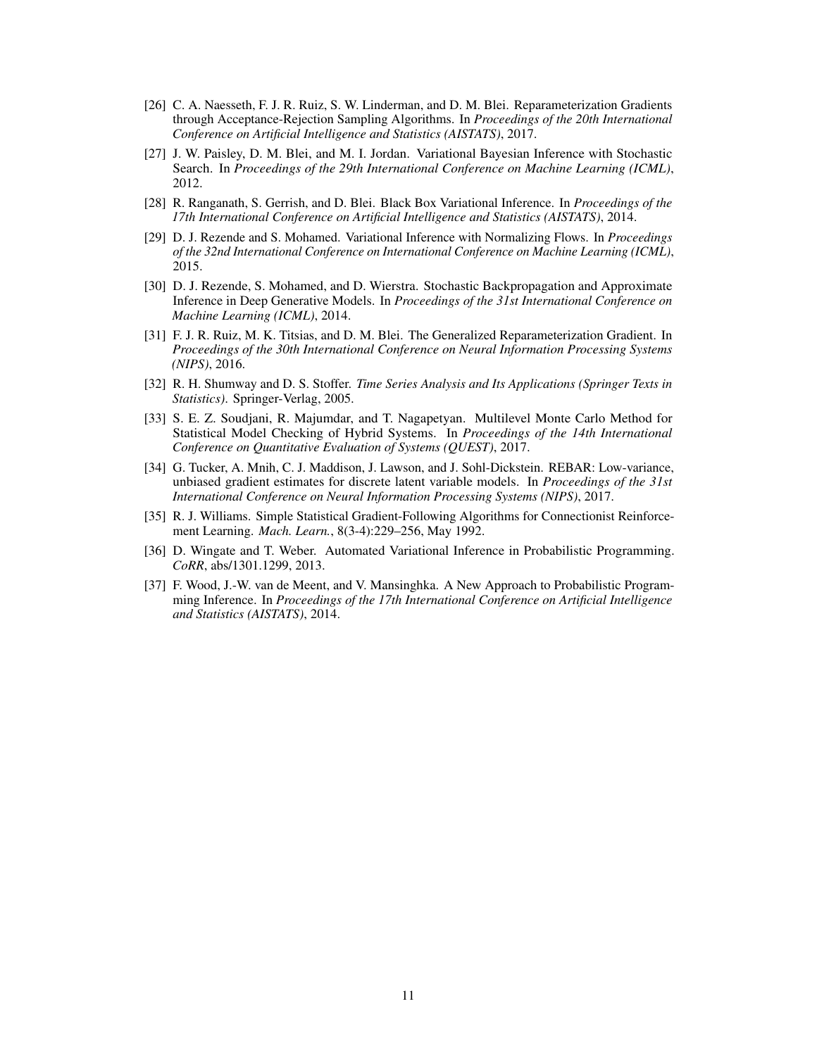[26] C. A. Naesseth, F. J. R. Ruiz, S. W. Linderman, and D. M. Blei. Reparameterization Gradients through Acceptance-Rejection Sampling Algorithms. In *Proceedings of the 20th International Conference on Artificial Intelligence and Statistics (AISTATS)*, 2017.

[27] J. W. Paisley, D. M. Blei, and M. I. Jordan. Variational Bayesian Inference with Stochastic Search. In *Proceedings of the 29th International Conference on Machine Learning (ICML)*, 2012.

[28] R. Ranganath, S. Gerrish, and D. Blei. Black Box Variational Inference. In *Proceedings of the 17th International Conference on Artificial Intelligence and Statistics (AISTATS)*, 2014.

[29] D. J. Rezende and S. Mohamed. Variational Inference with Normalizing Flows. In *Proceedings of the 32nd International Conference on International Conference on Machine Learning (ICML)*, 2015.

[30] D. J. Rezende, S. Mohamed, and D. Wierstra. Stochastic Backpropagation and Approximate Inference in Deep Generative Models. In *Proceedings of the 31st International Conference on Machine Learning (ICML)*, 2014.

[31] F. J. R. Ruiz, M. K. Titsias, and D. M. Blei. The Generalized Reparameterization Gradient. In *Proceedings of the 30th International Conference on Neural Information Processing Systems (NIPS)*, 2016.

[32] R. H. Shumway and D. S. Stoffer. *Time Series Analysis and Its Applications (Springer Texts in Statistics)*. Springer-Verlag, 2005.

[33] S. E. Z. Soudjani, R. Majumdar, and T. Nagapetyan. Multilevel Monte Carlo Method for Statistical Model Checking of Hybrid Systems. In *Proceedings of the 14th International Conference on Quantitative Evaluation of Systems (QUEST)*, 2017.

[34] G. Tucker, A. Mnih, C. J. Maddison, J. Lawson, and J. Sohl-Dickstein. REBAR: Low-variance, unbiased gradient estimates for discrete latent variable models. In *Proceedings of the 31st International Conference on Neural Information Processing Systems (NIPS)*, 2017.

[35] R. J. Williams. Simple Statistical Gradient-Following Algorithms for Connectionist Reinforcement Learning. *Mach. Learn.*, 8(3-4):229–256, May 1992.

[36] D. Wingate and T. Weber. Automated Variational Inference in Probabilistic Programming. *CoRR*, abs/1301.1299, 2013.

[37] F. Wood, J.-W. van de Meent, and V. Mansinghka. A New Approach to Probabilistic Programming Inference. In *Proceedings of the 17th International Conference on Artificial Intelligence and Statistics (AISTATS)*, 2014.